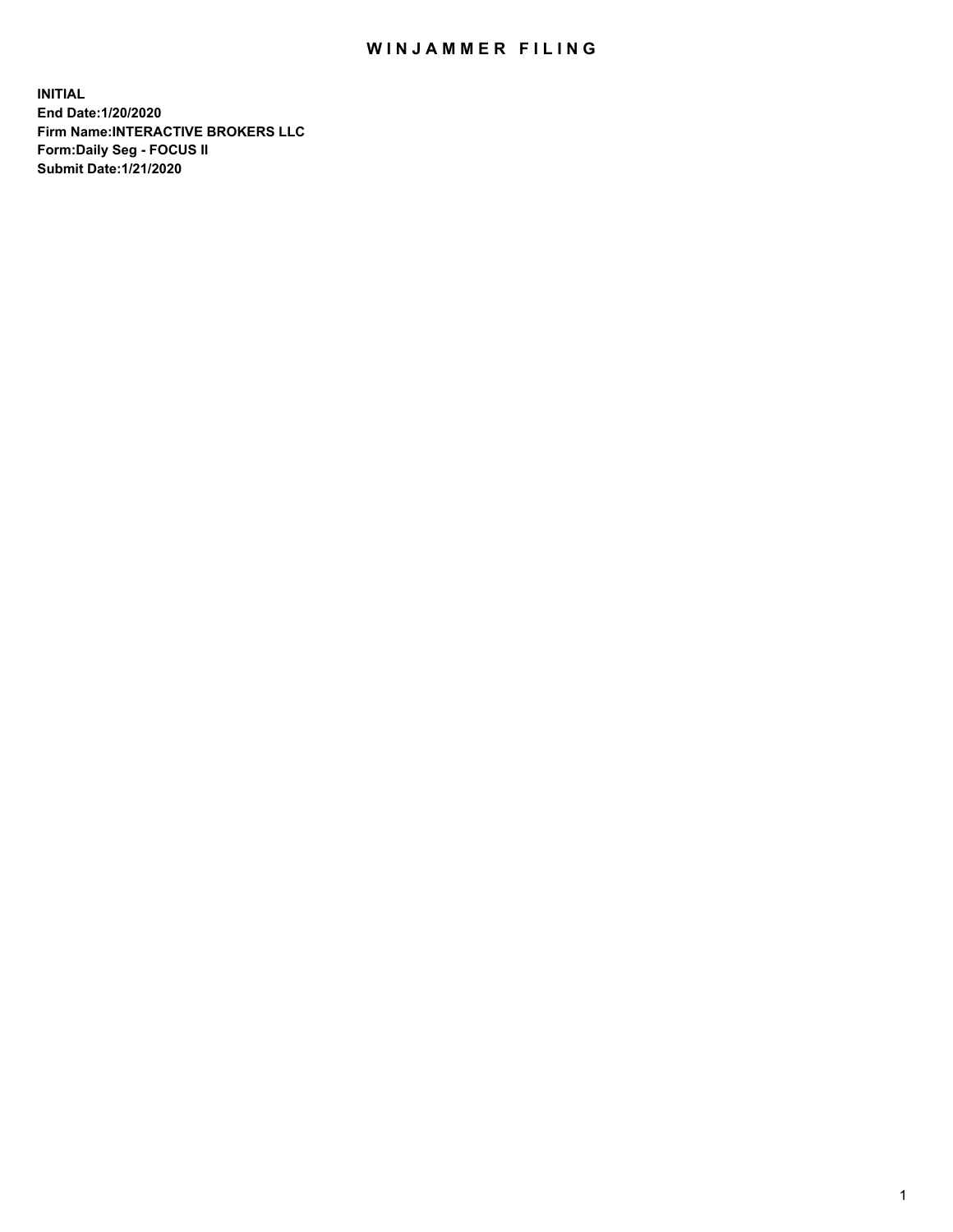# WINJAMMER FILING

**INITIAL**
**End Date:1/20/2020**
**Firm Name:INTERACTIVE BROKERS LLC**
**Form:Daily Seg - FOCUS II**
**Submit Date:1/21/2020**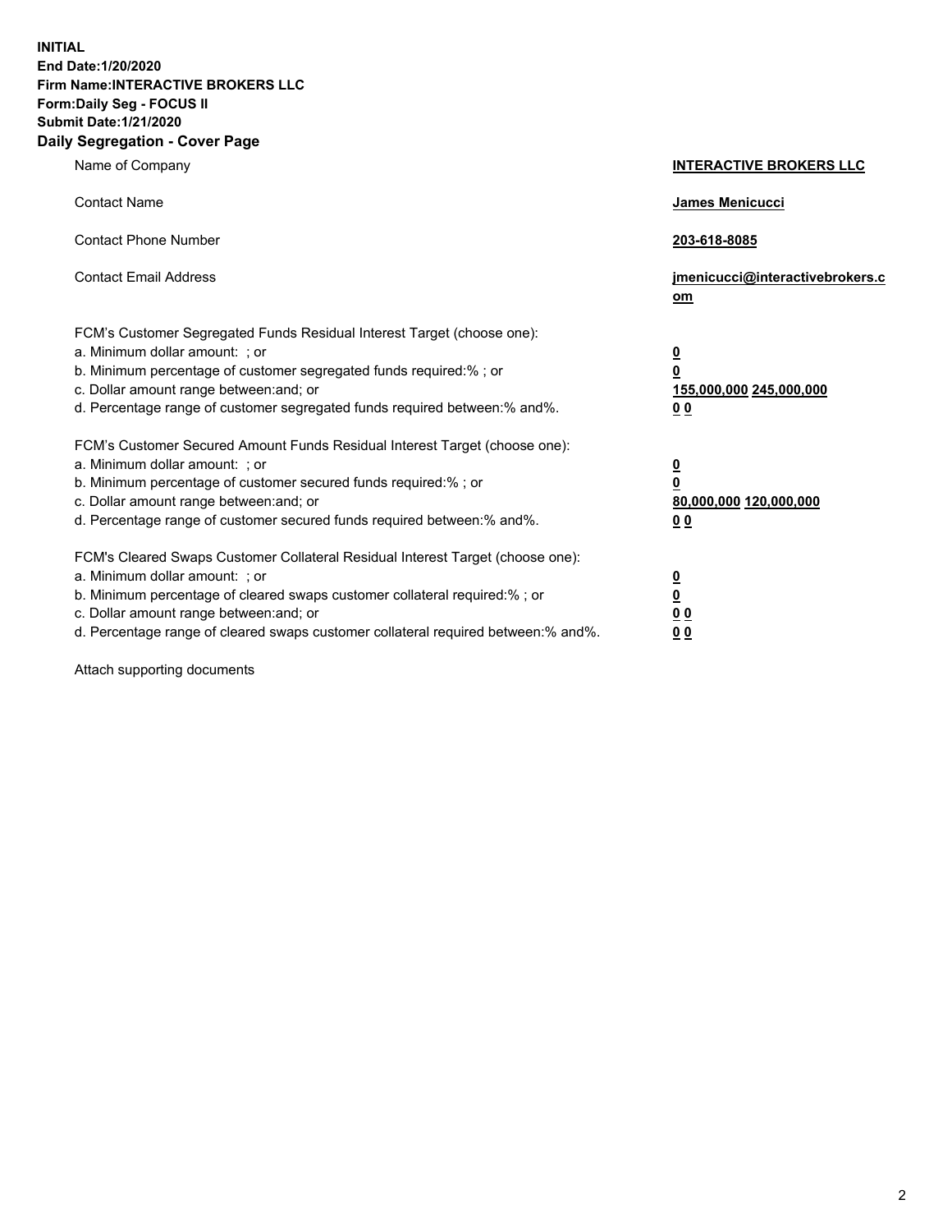**INITIAL**
**End Date:1/20/2020**
**Firm Name:INTERACTIVE BROKERS LLC**
**Form:Daily Seg - FOCUS II**
**Submit Date:1/21/2020**
**Daily Segregation - Cover Page**

| | |
|---|---|
| Name of Company | **INTERACTIVE BROKERS LLC** |
| Contact Name | **James Menicucci** |
| Contact Phone Number | **203-618-8085** |
| Contact Email Address | **jmenicucci@interactivebrokers.com** |

| | |
|---|---|
| FCM's Customer Segregated Funds Residual Interest Target (choose one): | |
| a. Minimum dollar amount: ; or | **0** |
| b. Minimum percentage of customer segregated funds required:% ; or | **0** |
| c. Dollar amount range between:and; or | **155,000,000 245,000,000** |
| d. Percentage range of customer segregated funds required between:% and%. | **0 0** |
| FCM's Customer Secured Amount Funds Residual Interest Target (choose one): | |
| a. Minimum dollar amount: ; or | **0** |
| b. Minimum percentage of customer secured funds required:% ; or | **0** |
| c. Dollar amount range between:and; or | **80,000,000 120,000,000** |
| d. Percentage range of customer secured funds required between:% and%. | **0 0** |
| FCM's Cleared Swaps Customer Collateral Residual Interest Target (choose one): | |
| a. Minimum dollar amount: ; or | **0** |
| b. Minimum percentage of cleared swaps customer collateral required:% ; or | **0** |
| c. Dollar amount range between:and; or | **0 0** |
| d. Percentage range of cleared swaps customer collateral required between:% and%. | **0 0** |

Attach supporting documents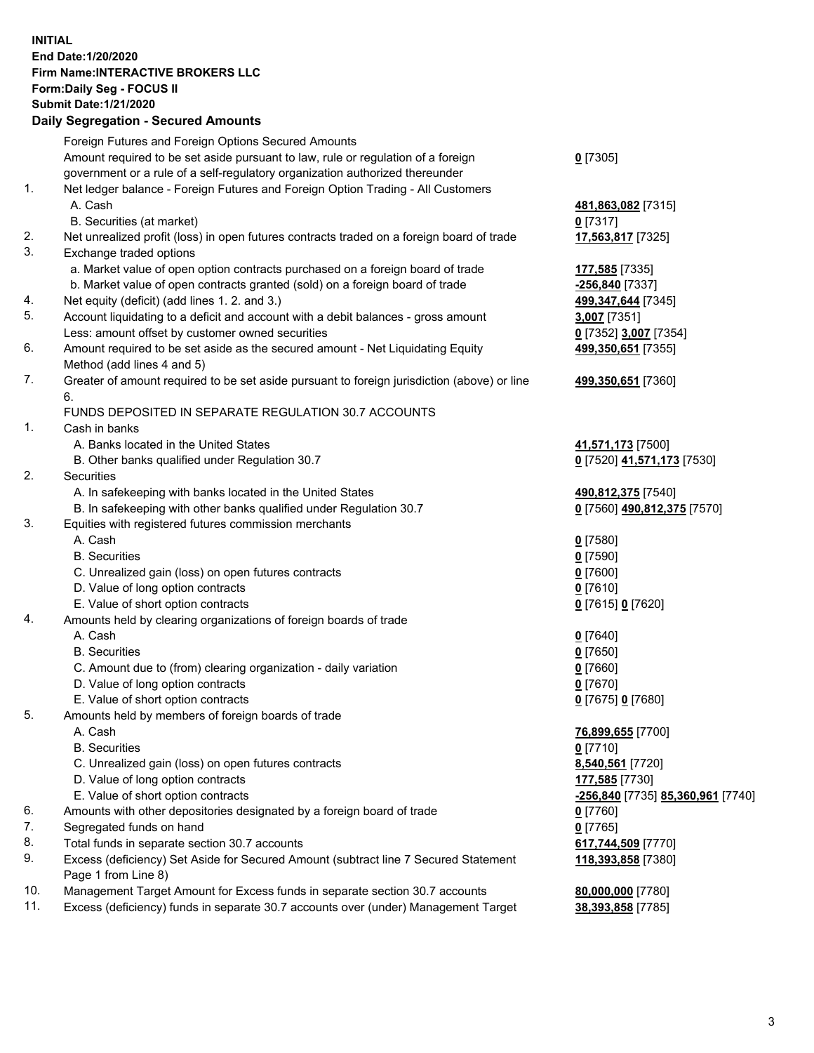**INITIAL**
**End Date:1/20/2020**
**Firm Name:INTERACTIVE BROKERS LLC**
**Form:Daily Seg - FOCUS II**
**Submit Date:1/21/2020**

## Daily Segregation - Secured Amounts

| | | |
|---|---|---|
| | Foreign Futures and Foreign Options Secured Amounts | |
| | Amount required to be set aside pursuant to law, rule or regulation of a foreign government or a rule of a self-regulatory organization authorized thereunder | **0** [7305] |
| 1. | Net ledger balance - Foreign Futures and Foreign Option Trading - All Customers | |
| | A. Cash | **481,863,082** [7315] |
| | B. Securities (at market) | **0** [7317] |
| 2. | Net unrealized profit (loss) in open futures contracts traded on a foreign board of trade | **17,563,817** [7325] |
| 3. | Exchange traded options | |
| | a. Market value of open option contracts purchased on a foreign board of trade | **177,585** [7335] |
| | b. Market value of open contracts granted (sold) on a foreign board of trade | **-256,840** [7337] |
| 4. | Net equity (deficit) (add lines 1. 2. and 3.) | **499,347,644** [7345] |
| 5. | Account liquidating to a deficit and account with a debit balances - gross amount | **3,007** [7351] |
| | Less: amount offset by customer owned securities | **0** [7352] **3,007** [7354] |
| 6. | Amount required to be set aside as the secured amount - Net Liquidating Equity Method (add lines 4 and 5) | **499,350,651** [7355] |
| 7. | Greater of amount required to be set aside pursuant to foreign jurisdiction (above) or line 6. | **499,350,651** [7360] |
| | FUNDS DEPOSITED IN SEPARATE REGULATION 30.7 ACCOUNTS | |
| 1. | Cash in banks | |
| | A. Banks located in the United States | **41,571,173** [7500] |
| | B. Other banks qualified under Regulation 30.7 | **0** [7520] **41,571,173** [7530] |
| 2. | Securities | |
| | A. In safekeeping with banks located in the United States | **490,812,375** [7540] |
| | B. In safekeeping with other banks qualified under Regulation 30.7 | **0** [7560] **490,812,375** [7570] |
| 3. | Equities with registered futures commission merchants | |
| | A. Cash | **0** [7580] |
| | B. Securities | **0** [7590] |
| | C. Unrealized gain (loss) on open futures contracts | **0** [7600] |
| | D. Value of long option contracts | **0** [7610] |
| | E. Value of short option contracts | **0** [7615] **0** [7620] |
| 4. | Amounts held by clearing organizations of foreign boards of trade | |
| | A. Cash | **0** [7640] |
| | B. Securities | **0** [7650] |
| | C. Amount due to (from) clearing organization - daily variation | **0** [7660] |
| | D. Value of long option contracts | **0** [7670] |
| | E. Value of short option contracts | **0** [7675] **0** [7680] |
| 5. | Amounts held by members of foreign boards of trade | |
| | A. Cash | **76,899,655** [7700] |
| | B. Securities | **0** [7710] |
| | C. Unrealized gain (loss) on open futures contracts | **8,540,561** [7720] |
| | D. Value of long option contracts | **177,585** [7730] |
| | E. Value of short option contracts | **-256,840** [7735] **85,360,961** [7740] |
| 6. | Amounts with other depositories designated by a foreign board of trade | **0** [7760] |
| 7. | Segregated funds on hand | **0** [7765] |
| 8. | Total funds in separate section 30.7 accounts | **617,744,509** [7770] |
| 9. | Excess (deficiency) Set Aside for Secured Amount (subtract line 7 Secured Statement Page 1 from Line 8) | **118,393,858** [7380] |
| 10. | Management Target Amount for Excess funds in separate section 30.7 accounts | **80,000,000** [7780] |
| 11. | Excess (deficiency) funds in separate 30.7 accounts over (under) Management Target | **38,393,858** [7785] |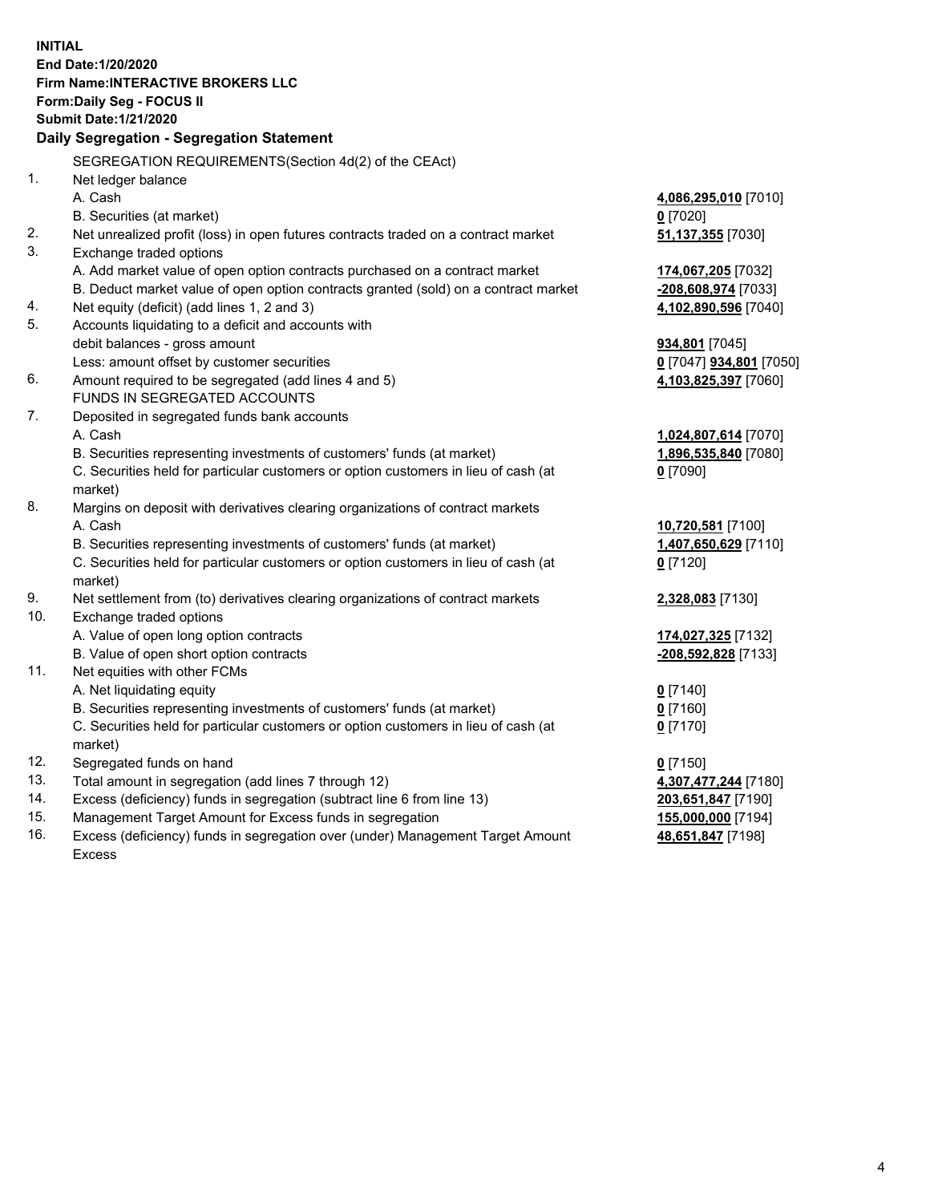**INITIAL**
**End Date:1/20/2020**
**Firm Name:INTERACTIVE BROKERS LLC**
**Form:Daily Seg - FOCUS II**
**Submit Date:1/21/2020**

## Daily Segregation - Segregation Statement

SEGREGATION REQUIREMENTS(Section 4d(2) of the CEAct)

| | | |
|---|---|---|
| 1. | Net ledger balance | |
| | A. Cash | 4,086,295,010 [7010] |
| | B. Securities (at market) | 0 [7020] |
| 2. | Net unrealized profit (loss) in open futures contracts traded on a contract market | 51,137,355 [7030] |
| 3. | Exchange traded options | |
| | A. Add market value of open option contracts purchased on a contract market | 174,067,205 [7032] |
| | B. Deduct market value of open option contracts granted (sold) on a contract market | -208,608,974 [7033] |
| 4. | Net equity (deficit) (add lines 1, 2 and 3) | 4,102,890,596 [7040] |
| 5. | Accounts liquidating to a deficit and accounts with debit balances - gross amount | 934,801 [7045] |
| | Less: amount offset by customer securities | 0 [7047] 934,801 [7050] |
| 6. | Amount required to be segregated (add lines 4 and 5) | 4,103,825,397 [7060] |
| | FUNDS IN SEGREGATED ACCOUNTS | |
| 7. | Deposited in segregated funds bank accounts | |
| | A. Cash | 1,024,807,614 [7070] |
| | B. Securities representing investments of customers' funds (at market) | 1,896,535,840 [7080] |
| | C. Securities held for particular customers or option customers in lieu of cash (at market) | 0 [7090] |
| 8. | Margins on deposit with derivatives clearing organizations of contract markets | |
| | A. Cash | 10,720,581 [7100] |
| | B. Securities representing investments of customers' funds (at market) | 1,407,650,629 [7110] |
| | C. Securities held for particular customers or option customers in lieu of cash (at market) | 0 [7120] |
| 9. | Net settlement from (to) derivatives clearing organizations of contract markets | 2,328,083 [7130] |
| 10. | Exchange traded options | |
| | A. Value of open long option contracts | 174,027,325 [7132] |
| | B. Value of open short option contracts | -208,592,828 [7133] |
| 11. | Net equities with other FCMs | |
| | A. Net liquidating equity | 0 [7140] |
| | B. Securities representing investments of customers' funds (at market) | 0 [7160] |
| | C. Securities held for particular customers or option customers in lieu of cash (at market) | 0 [7170] |
| 12. | Segregated funds on hand | 0 [7150] |
| 13. | Total amount in segregation (add lines 7 through 12) | 4,307,477,244 [7180] |
| 14. | Excess (deficiency) funds in segregation (subtract line 6 from line 13) | 203,651,847 [7190] |
| 15. | Management Target Amount for Excess funds in segregation | 155,000,000 [7194] |
| 16. | Excess (deficiency) funds in segregation over (under) Management Target Amount Excess | 48,651,847 [7198] |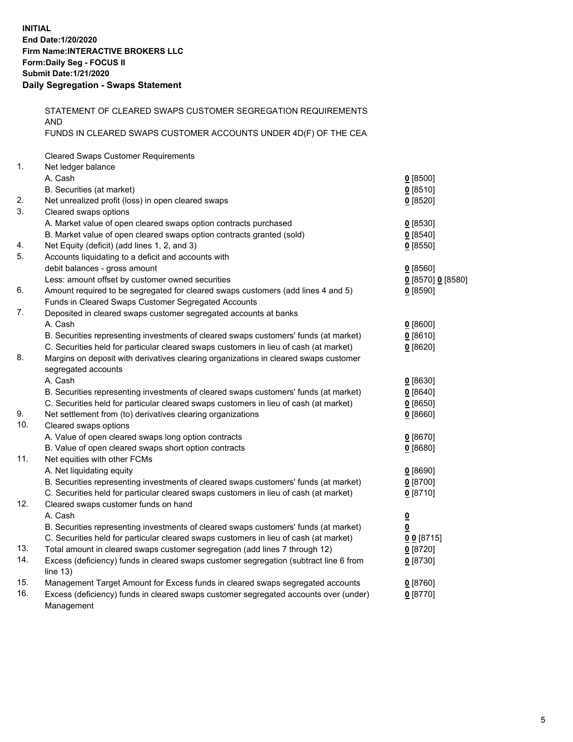**INITIAL**
**End Date:1/20/2020**
**Firm Name:INTERACTIVE BROKERS LLC**
**Form:Daily Seg - FOCUS II**
**Submit Date:1/21/2020**
**Daily Segregation - Swaps Statement**

STATEMENT OF CLEARED SWAPS CUSTOMER SEGREGATION REQUIREMENTS AND FUNDS IN CLEARED SWAPS CUSTOMER ACCOUNTS UNDER 4D(F) OF THE CEA

| | | |
|---|---|---|
| | Cleared Swaps Customer Requirements | |
| 1. | Net ledger balance | |
| | A. Cash | 0 [8500] |
| | B. Securities (at market) | 0 [8510] |
| 2. | Net unrealized profit (loss) in open cleared swaps | 0 [8520] |
| 3. | Cleared swaps options | |
| | A. Market value of open cleared swaps option contracts purchased | 0 [8530] |
| | B. Market value of open cleared swaps option contracts granted (sold) | 0 [8540] |
| 4. | Net Equity (deficit) (add lines 1, 2, and 3) | 0 [8550] |
| 5. | Accounts liquidating to a deficit and accounts with debit balances - gross amount | 0 [8560] |
| | Less: amount offset by customer owned securities | 0 [8570] 0 [8580] |
| 6. | Amount required to be segregated for cleared swaps customers (add lines 4 and 5) | 0 [8590] |
| | Funds in Cleared Swaps Customer Segregated Accounts | |
| 7. | Deposited in cleared swaps customer segregated accounts at banks | |
| | A. Cash | 0 [8600] |
| | B. Securities representing investments of cleared swaps customers' funds (at market) | 0 [8610] |
| | C. Securities held for particular cleared swaps customers in lieu of cash (at market) | 0 [8620] |
| 8. | Margins on deposit with derivatives clearing organizations in cleared swaps customer segregated accounts | |
| | A. Cash | 0 [8630] |
| | B. Securities representing investments of cleared swaps customers' funds (at market) | 0 [8640] |
| | C. Securities held for particular cleared swaps customers in lieu of cash (at market) | 0 [8650] |
| 9. | Net settlement from (to) derivatives clearing organizations | 0 [8660] |
| 10. | Cleared swaps options | |
| | A. Value of open cleared swaps long option contracts | 0 [8670] |
| | B. Value of open cleared swaps short option contracts | 0 [8680] |
| 11. | Net equities with other FCMs | |
| | A. Net liquidating equity | 0 [8690] |
| | B. Securities representing investments of cleared swaps customers' funds (at market) | 0 [8700] |
| | C. Securities held for particular cleared swaps customers in lieu of cash (at market) | 0 [8710] |
| 12. | Cleared swaps customer funds on hand | |
| | A. Cash | 0 |
| | B. Securities representing investments of cleared swaps customers' funds (at market) | 0 |
| | C. Securities held for particular cleared swaps customers in lieu of cash (at market) | 0 0 [8715] |
| 13. | Total amount in cleared swaps customer segregation (add lines 7 through 12) | 0 [8720] |
| 14. | Excess (deficiency) funds in cleared swaps customer segregation (subtract line 6 from line 13) | 0 [8730] |
| 15. | Management Target Amount for Excess funds in cleared swaps segregated accounts | 0 [8760] |
| 16. | Excess (deficiency) funds in cleared swaps customer segregated accounts over (under) Management | 0 [8770] |